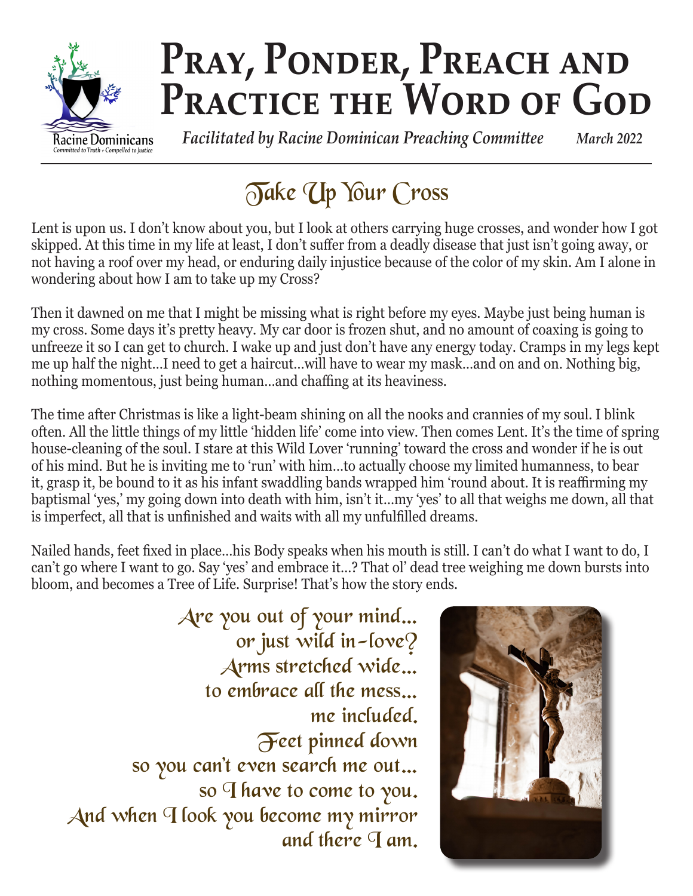# Pray, Ponder, Preach and Practice the Word of God

Racine Dominicans
*Committed to Truth + Compelled to Justice*

*Facilitated by Racine Dominican Preaching Committee* *March 2022*

## Take Up Your Cross

Lent is upon us. I don't know about you, but I look at others carrying huge crosses, and wonder how I got skipped. At this time in my life at least, I don't suffer from a deadly disease that just isn't going away, or not having a roof over my head, or enduring daily injustice because of the color of my skin. Am I alone in wondering about how I am to take up my Cross?

Then it dawned on me that I might be missing what is right before my eyes. Maybe just being human is my cross. Some days it's pretty heavy. My car door is frozen shut, and no amount of coaxing is going to unfreeze it so I can get to church. I wake up and just don't have any energy today. Cramps in my legs kept me up half the night…I need to get a haircut…will have to wear my mask…and on and on. Nothing big, nothing momentous, just being human…and chaffing at its heaviness.

The time after Christmas is like a light-beam shining on all the nooks and crannies of my soul. I blink often. All the little things of my little 'hidden life' come into view. Then comes Lent. It's the time of spring house-cleaning of the soul. I stare at this Wild Lover 'running' toward the cross and wonder if he is out of his mind. But he is inviting me to 'run' with him…to actually choose my limited humanness, to bear it, grasp it, be bound to it as his infant swaddling bands wrapped him 'round about. It is reaffirming my baptismal 'yes,' my going down into death with him, isn't it…my 'yes' to all that weighs me down, all that is imperfect, all that is unfinished and waits with all my unfulfilled dreams.

Nailed hands, feet fixed in place…his Body speaks when his mouth is still. I can't do what I want to do, I can't go where I want to go. Say 'yes' and embrace it…? That ol' dead tree weighing me down bursts into bloom, and becomes a Tree of Life. Surprise! That's how the story ends.

Are you out of your mind…
or just wild in-love?
Arms stretched wide…
to embrace all the mess…
me included.
Feet pinned down
so you can't even search me out…
so I have to come to you.
And when I look you become my mirror
and there I am.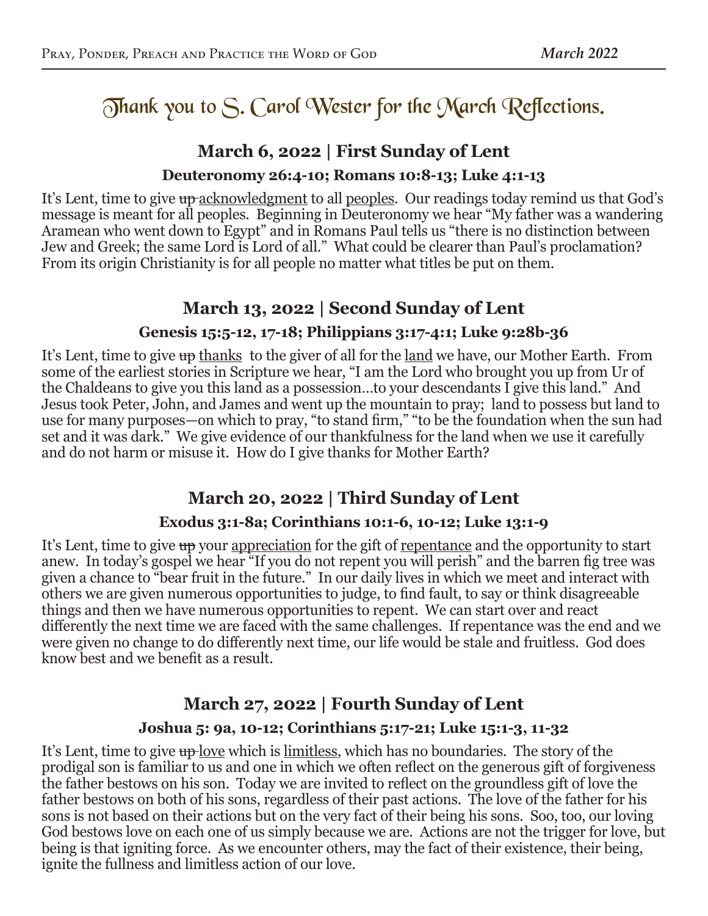# Thank you to S. Carol Wester for the March Reflections.

## March 6, 2022 | First Sunday of Lent

### Deuteronomy 26:4-10; Romans 10:8-13; Luke 4:1-13

It's Lent, time to give ~~up~~ acknowledgment to all peoples. Our readings today remind us that God's message is meant for all peoples. Beginning in Deuteronomy we hear "My father was a wandering Aramean who went down to Egypt" and in Romans Paul tells us "there is no distinction between Jew and Greek; the same Lord is Lord of all." What could be clearer than Paul's proclamation? From its origin Christianity is for all people no matter what titles be put on them.

## March 13, 2022 | Second Sunday of Lent

### Genesis 15:5-12, 17-18; Philippians 3:17-4:1; Luke 9:28b-36

It's Lent, time to give ~~up~~ thanks to the giver of all for the land we have, our Mother Earth. From some of the earliest stories in Scripture we hear, "I am the Lord who brought you up from Ur of the Chaldeans to give you this land as a possession…to your descendants I give this land." And Jesus took Peter, John, and James and went up the mountain to pray; land to possess but land to use for many purposes—on which to pray, "to stand firm," "to be the foundation when the sun had set and it was dark." We give evidence of our thankfulness for the land when we use it carefully and do not harm or misuse it. How do I give thanks for Mother Earth?

## March 20, 2022 | Third Sunday of Lent

### Exodus 3:1-8a; Corinthians 10:1-6, 10-12; Luke 13:1-9

It's Lent, time to give ~~up~~ your appreciation for the gift of repentance and the opportunity to start anew. In today's gospel we hear "If you do not repent you will perish" and the barren fig tree was given a chance to "bear fruit in the future." In our daily lives in which we meet and interact with others we are given numerous opportunities to judge, to find fault, to say or think disagreeable things and then we have numerous opportunities to repent. We can start over and react differently the next time we are faced with the same challenges. If repentance was the end and we were given no change to do differently next time, our life would be stale and fruitless. God does know best and we benefit as a result.

## March 27, 2022 | Fourth Sunday of Lent

### Joshua 5: 9a, 10-12; Corinthians 5:17-21; Luke 15:1-3, 11-32

It's Lent, time to give ~~up~~ love which is limitless, which has no boundaries. The story of the prodigal son is familiar to us and one in which we often reflect on the generous gift of forgiveness the father bestows on his son. Today we are invited to reflect on the groundless gift of love the father bestows on both of his sons, regardless of their past actions. The love of the father for his sons is not based on their actions but on the very fact of their being his sons. Soo, too, our loving God bestows love on each one of us simply because we are. Actions are not the trigger for love, but being is that igniting force. As we encounter others, may the fact of their existence, their being, ignite the fullness and limitless action of our love.